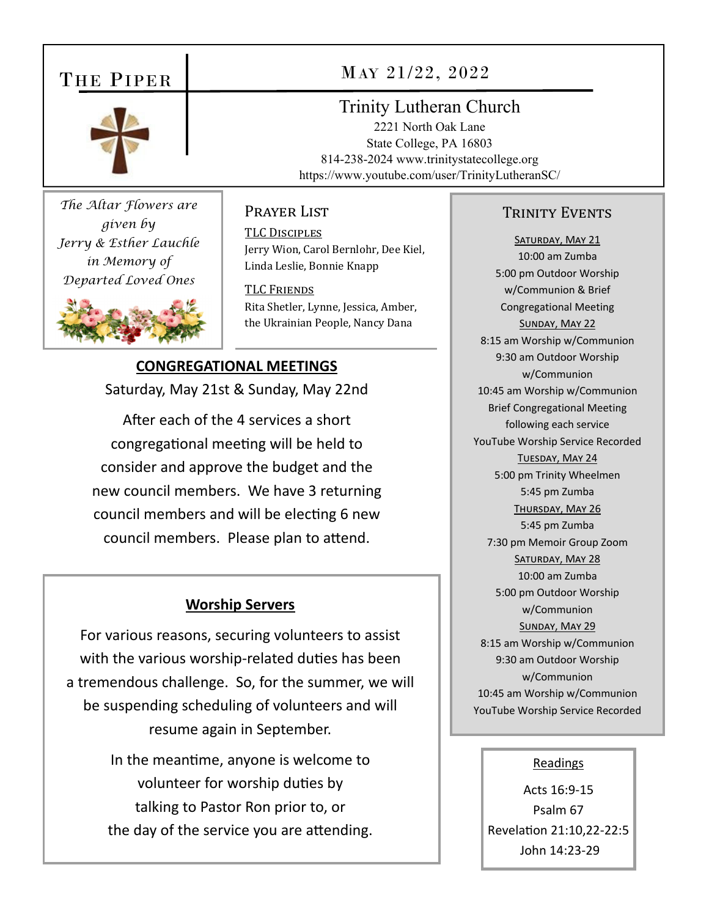# The Piper

## May 21/22, 2022

### Trinity Lutheran Church

2221 North Oak Lane
State College, PA 16803
814-238-2024 www.trinitystatecollege.org
https://www.youtube.com/user/TrinityLutheranSC/

*The Altar Flowers are given by Jerry & Esther Lauchle in Memory of Departed Loved Ones*

## Prayer List

**TLC Disciples**
Jerry Wion, Carol Bernlohr, Dee Kiel, Linda Leslie, Bonnie Knapp

**TLC Friends**
Rita Shetler, Lynne, Jessica, Amber, the Ukrainian People, Nancy Dana

## CONGREGATIONAL MEETINGS

Saturday, May 21st & Sunday, May 22nd

After each of the 4 services a short congregational meeting will be held to consider and approve the budget and the new council members. We have 3 returning council members and will be electing 6 new council members. Please plan to attend.

## Worship Servers

For various reasons, securing volunteers to assist with the various worship-related duties has been a tremendous challenge. So, for the summer, we will be suspending scheduling of volunteers and will resume again in September.

In the meantime, anyone is welcome to volunteer for worship duties by talking to Pastor Ron prior to, or the day of the service you are attending.

## Trinity Events

**Saturday, May 21**
10:00 am Zumba
5:00 pm Outdoor Worship w/Communion & Brief Congregational Meeting

**Sunday, May 22**
8:15 am Worship w/Communion
9:30 am Outdoor Worship w/Communion
10:45 am Worship w/Communion
Brief Congregational Meeting following each service
YouTube Worship Service Recorded

**Tuesday, May 24**
5:00 pm Trinity Wheelmen
5:45 pm Zumba

**Thursday, May 26**
5:45 pm Zumba
7:30 pm Memoir Group Zoom

**Saturday, May 28**
10:00 am Zumba
5:00 pm Outdoor Worship w/Communion

**Sunday, May 29**
8:15 am Worship w/Communion
9:30 am Outdoor Worship w/Communion
10:45 am Worship w/Communion
YouTube Worship Service Recorded

## Readings

Acts 16:9-15
Psalm 67
Revelation 21:10,22-22:5
John 14:23-29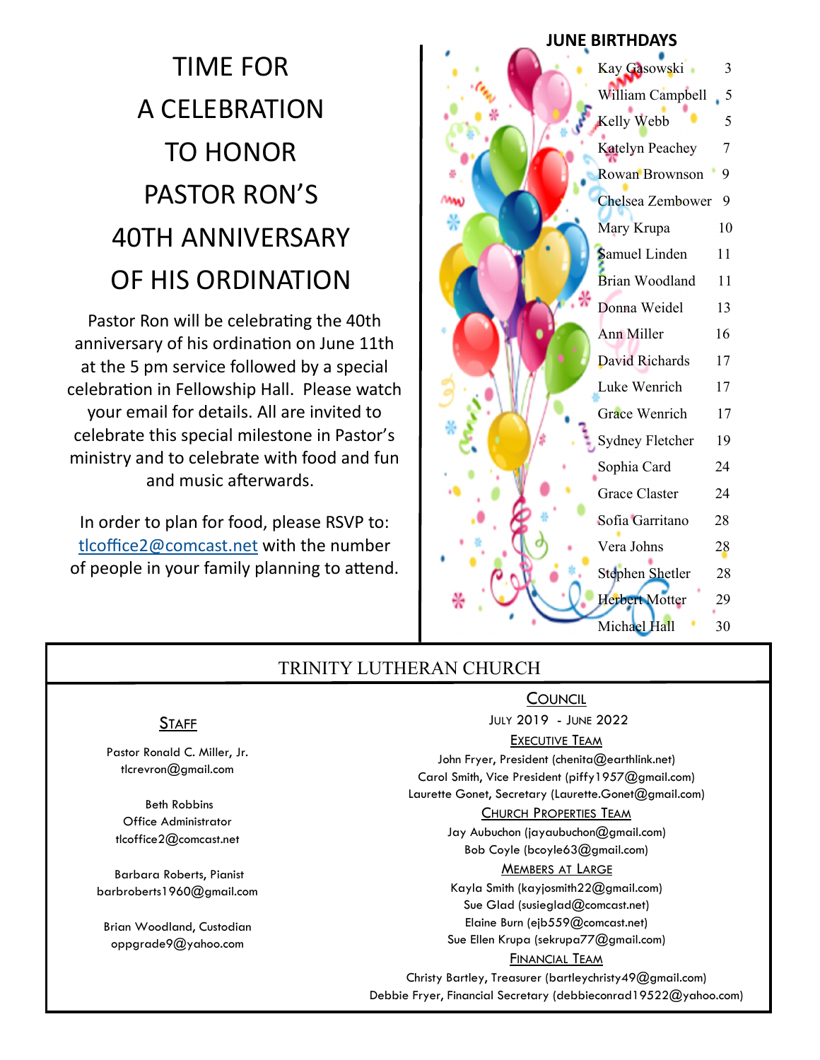# TIME FOR A CELEBRATION TO HONOR PASTOR RON'S 40TH ANNIVERSARY OF HIS ORDINATION

Pastor Ron will be celebrating the 40th anniversary of his ordination on June 11th at the 5 pm service followed by a special celebration in Fellowship Hall. Please watch your email for details. All are invited to celebrate this special milestone in Pastor's ministry and to celebrate with food and fun and music afterwards.

In order to plan for food, please RSVP to: tlcoffice2@comcast.net with the number of people in your family planning to attend.

## JUNE BIRTHDAYS

| Name | Day |
|---|---|
| Kay Gasowski | 3 |
| William Campbell | 5 |
| Kelly Webb | 5 |
| Katelyn Peachey | 7 |
| Rowan Brownson | 9 |
| Chelsea Zembower | 9 |
| Mary Krupa | 10 |
| Samuel Linden | 11 |
| Brian Woodland | 11 |
| Donna Weidel | 13 |
| Ann Miller | 16 |
| David Richards | 17 |
| Luke Wenrich | 17 |
| Grace Wenrich | 17 |
| Sydney Fletcher | 19 |
| Sophia Card | 24 |
| Grace Claster | 24 |
| Sofia Garritano | 28 |
| Vera Johns | 28 |
| Stephen Shetler | 28 |
| Herbert Motter | 29 |
| Michael Hall | 30 |

## TRINITY LUTHERAN CHURCH

### Staff

Pastor Ronald C. Miller, Jr.
tlcrevron@gmail.com

Beth Robbins
Office Administrator
tlcoffice2@comcast.net

Barbara Roberts, Pianist
barbroberts1960@gmail.com

Brian Woodland, Custodian
oppgrade9@yahoo.com

### Council

July 2019 - June 2022

**Executive Team**

John Fryer, President (chenita@earthlink.net)
Carol Smith, Vice President (piffy1957@gmail.com)
Laurette Gonet, Secretary (Laurette.Gonet@gmail.com)

**Church Properties Team**

Jay Aubuchon (jayaubuchon@gmail.com)
Bob Coyle (bcoyle63@gmail.com)

**Members at Large**

Kayla Smith (kayjosmith22@gmail.com)
Sue Glad (susieglad@comcast.net)
Elaine Burn (ejb559@comcast.net)
Sue Ellen Krupa (sekrupa77@gmail.com)

**Financial Team**

Christy Bartley, Treasurer (bartleychristy49@gmail.com)
Debbie Fryer, Financial Secretary (debbieconrad19522@yahoo.com)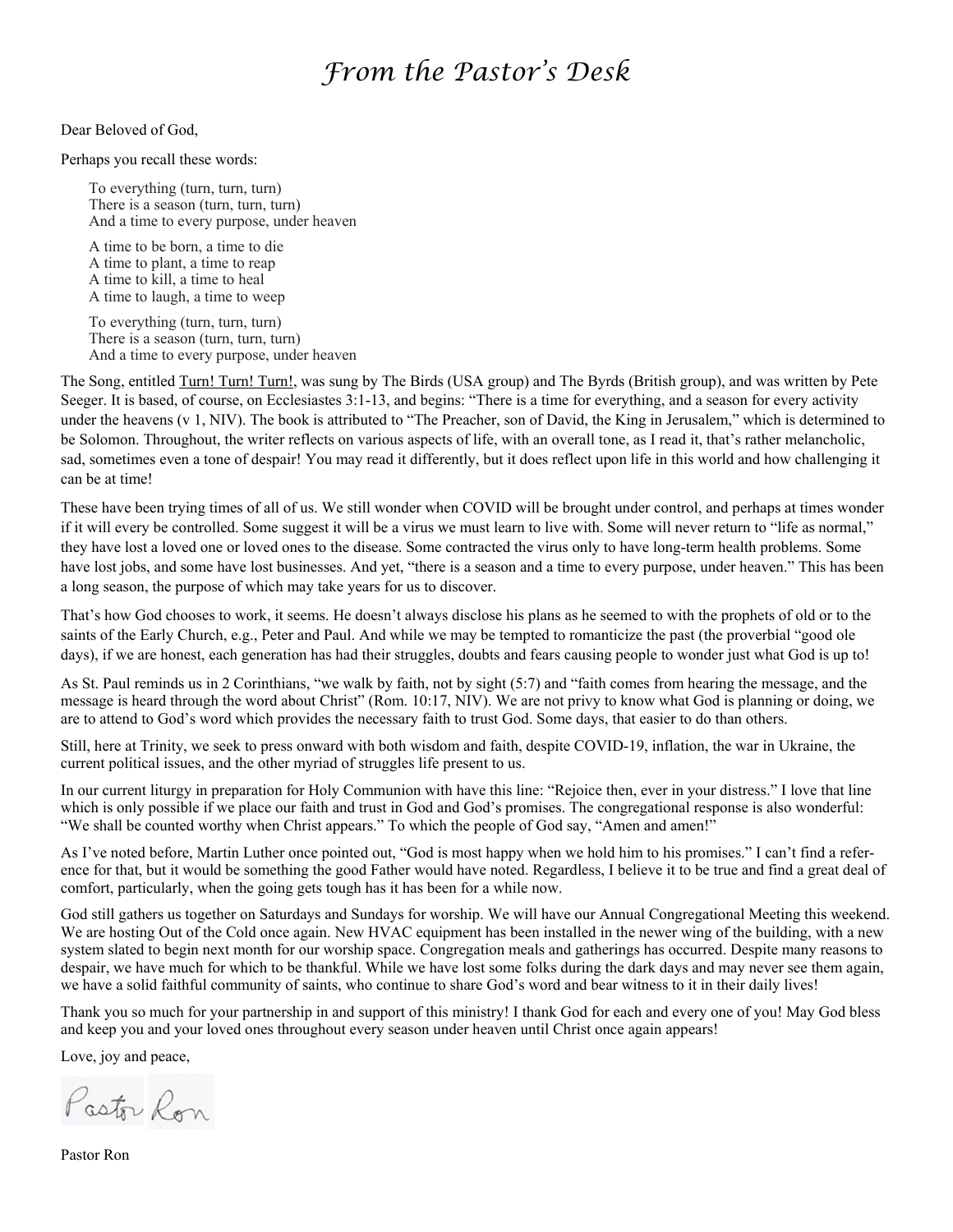# *From the Pastor's Desk*

Dear Beloved of God,

Perhaps you recall these words:

> To everything (turn, turn, turn)
> There is a season (turn, turn, turn)
> And a time to every purpose, under heaven
>
> A time to be born, a time to die
> A time to plant, a time to reap
> A time to kill, a time to heal
> A time to laugh, a time to weep
>
> To everything (turn, turn, turn)
> There is a season (turn, turn, turn)
> And a time to every purpose, under heaven

The Song, entitled Turn! Turn! Turn!, was sung by The Birds (USA group) and The Byrds (British group), and was written by Pete Seeger. It is based, of course, on Ecclesiastes 3:1-13, and begins: "There is a time for everything, and a season for every activity under the heavens (v 1, NIV). The book is attributed to "The Preacher, son of David, the King in Jerusalem," which is determined to be Solomon. Throughout, the writer reflects on various aspects of life, with an overall tone, as I read it, that's rather melancholic, sad, sometimes even a tone of despair! You may read it differently, but it does reflect upon life in this world and how challenging it can be at time!

These have been trying times of all of us. We still wonder when COVID will be brought under control, and perhaps at times wonder if it will every be controlled. Some suggest it will be a virus we must learn to live with. Some will never return to "life as normal," they have lost a loved one or loved ones to the disease. Some contracted the virus only to have long-term health problems. Some have lost jobs, and some have lost businesses. And yet, "there is a season and a time to every purpose, under heaven." This has been a long season, the purpose of which may take years for us to discover.

That's how God chooses to work, it seems. He doesn't always disclose his plans as he seemed to with the prophets of old or to the saints of the Early Church, e.g., Peter and Paul. And while we may be tempted to romanticize the past (the proverbial "good ole days), if we are honest, each generation has had their struggles, doubts and fears causing people to wonder just what God is up to!

As St. Paul reminds us in 2 Corinthians, "we walk by faith, not by sight (5:7) and "faith comes from hearing the message, and the message is heard through the word about Christ" (Rom. 10:17, NIV). We are not privy to know what God is planning or doing, we are to attend to God's word which provides the necessary faith to trust God. Some days, that easier to do than others.

Still, here at Trinity, we seek to press onward with both wisdom and faith, despite COVID-19, inflation, the war in Ukraine, the current political issues, and the other myriad of struggles life present to us.

In our current liturgy in preparation for Holy Communion with have this line: "Rejoice then, ever in your distress." I love that line which is only possible if we place our faith and trust in God and God's promises. The congregational response is also wonderful: "We shall be counted worthy when Christ appears." To which the people of God say, "Amen and amen!"

As I've noted before, Martin Luther once pointed out, "God is most happy when we hold him to his promises." I can't find a reference for that, but it would be something the good Father would have noted. Regardless, I believe it to be true and find a great deal of comfort, particularly, when the going gets tough has it has been for a while now.

God still gathers us together on Saturdays and Sundays for worship. We will have our Annual Congregational Meeting this weekend. We are hosting Out of the Cold once again. New HVAC equipment has been installed in the newer wing of the building, with a new system slated to begin next month for our worship space. Congregation meals and gatherings has occurred. Despite many reasons to despair, we have much for which to be thankful. While we have lost some folks during the dark days and may never see them again, we have a solid faithful community of saints, who continue to share God's word and bear witness to it in their daily lives!

Thank you so much for your partnership in and support of this ministry! I thank God for each and every one of you! May God bless and keep you and your loved ones throughout every season under heaven until Christ once again appears!

Love, joy and peace,

Pastor Ron

Pastor Ron